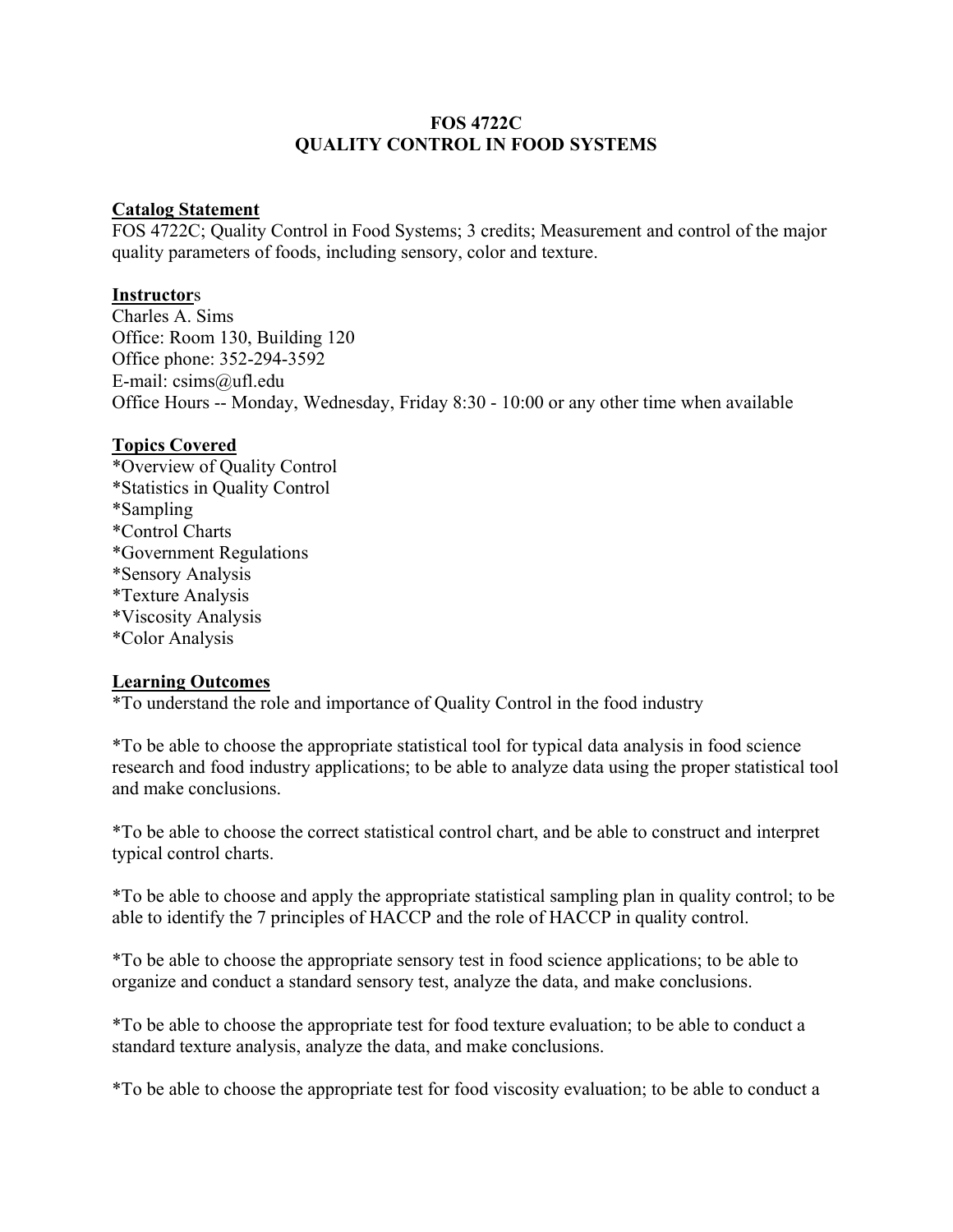# FOS 4722C
# QUALITY CONTROL IN FOOD SYSTEMS

## Catalog Statement

FOS 4722C; Quality Control in Food Systems; 3 credits; Measurement and control of the major quality parameters of foods, including sensory, color and texture.

## Instructors

Charles A. Sims
Office: Room 130, Building 120
Office phone: 352-294-3592
E-mail: csims@ufl.edu
Office Hours -- Monday, Wednesday, Friday 8:30 - 10:00 or any other time when available

## Topics Covered

*Overview of Quality Control
*Statistics in Quality Control
*Sampling
*Control Charts
*Government Regulations
*Sensory Analysis
*Texture Analysis
*Viscosity Analysis
*Color Analysis

## Learning Outcomes

*To understand the role and importance of Quality Control in the food industry

*To be able to choose the appropriate statistical tool for typical data analysis in food science research and food industry applications; to be able to analyze data using the proper statistical tool and make conclusions.

*To be able to choose the correct statistical control chart, and be able to construct and interpret typical control charts.

*To be able to choose and apply the appropriate statistical sampling plan in quality control; to be able to identify the 7 principles of HACCP and the role of HACCP in quality control.

*To be able to choose the appropriate sensory test in food science applications; to be able to organize and conduct a standard sensory test, analyze the data, and make conclusions.

*To be able to choose the appropriate test for food texture evaluation; to be able to conduct a standard texture analysis, analyze the data, and make conclusions.

*To be able to choose the appropriate test for food viscosity evaluation; to be able to conduct a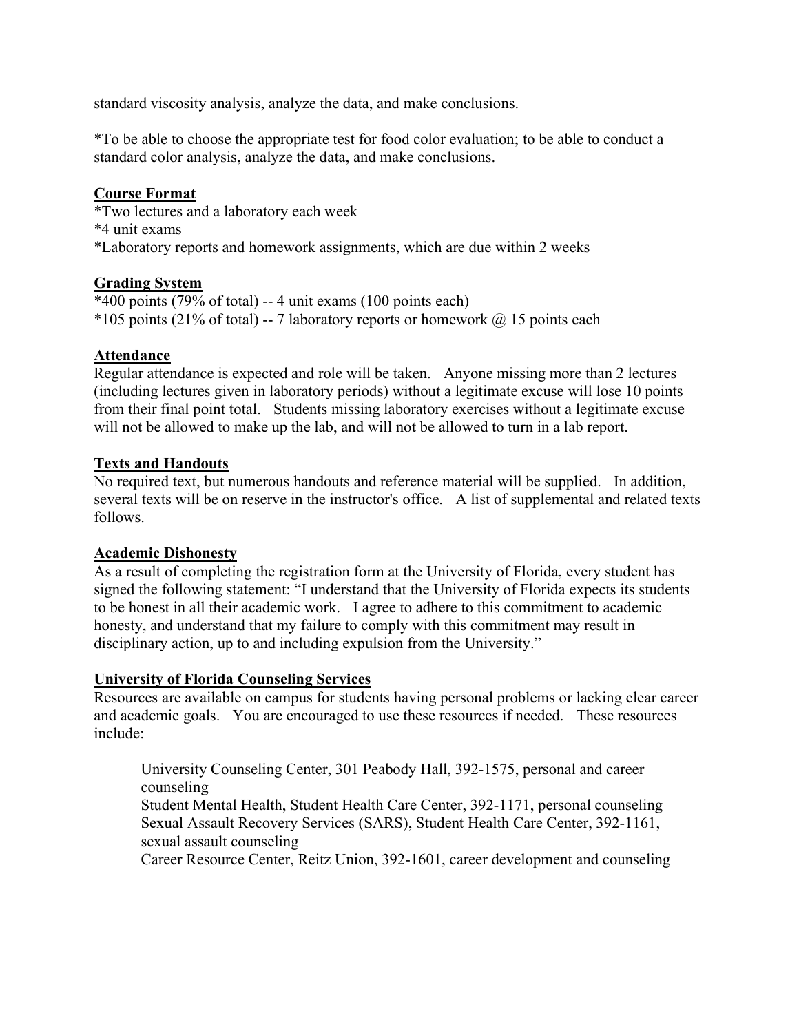standard viscosity analysis, analyze the data, and make conclusions.

*To be able to choose the appropriate test for food color evaluation; to be able to conduct a standard color analysis, analyze the data, and make conclusions.

## Course Format

*Two lectures and a laboratory each week
*4 unit exams
*Laboratory reports and homework assignments, which are due within 2 weeks

## Grading System

*400 points (79% of total) -- 4 unit exams (100 points each)
*105 points (21% of total) -- 7 laboratory reports or homework @ 15 points each

## Attendance

Regular attendance is expected and role will be taken. Anyone missing more than 2 lectures (including lectures given in laboratory periods) without a legitimate excuse will lose 10 points from their final point total. Students missing laboratory exercises without a legitimate excuse will not be allowed to make up the lab, and will not be allowed to turn in a lab report.

## Texts and Handouts

No required text, but numerous handouts and reference material will be supplied. In addition, several texts will be on reserve in the instructor's office. A list of supplemental and related texts follows.

## Academic Dishonesty

As a result of completing the registration form at the University of Florida, every student has signed the following statement: "I understand that the University of Florida expects its students to be honest in all their academic work. I agree to adhere to this commitment to academic honesty, and understand that my failure to comply with this commitment may result in disciplinary action, up to and including expulsion from the University."

## University of Florida Counseling Services

Resources are available on campus for students having personal problems or lacking clear career and academic goals. You are encouraged to use these resources if needed. These resources include:

University Counseling Center, 301 Peabody Hall, 392-1575, personal and career counseling
Student Mental Health, Student Health Care Center, 392-1171, personal counseling
Sexual Assault Recovery Services (SARS), Student Health Care Center, 392-1161, sexual assault counseling
Career Resource Center, Reitz Union, 392-1601, career development and counseling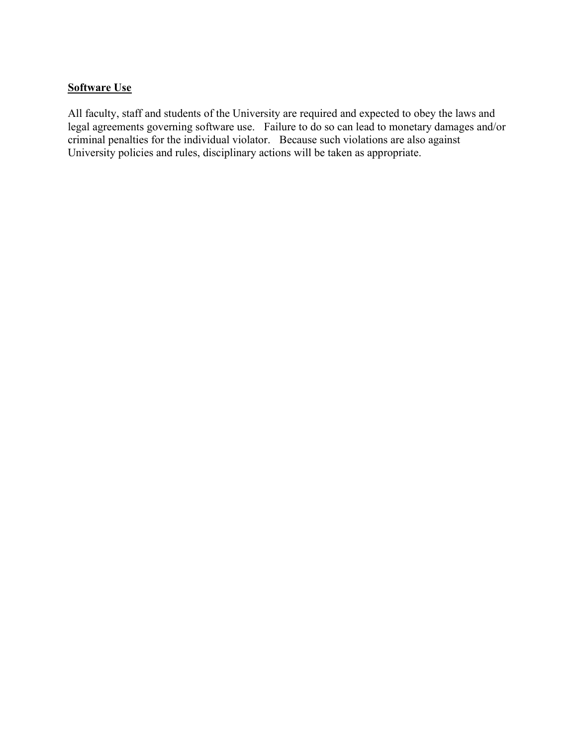## **Software Use**

All faculty, staff and students of the University are required and expected to obey the laws and legal agreements governing software use. Failure to do so can lead to monetary damages and/or criminal penalties for the individual violator. Because such violations are also against University policies and rules, disciplinary actions will be taken as appropriate.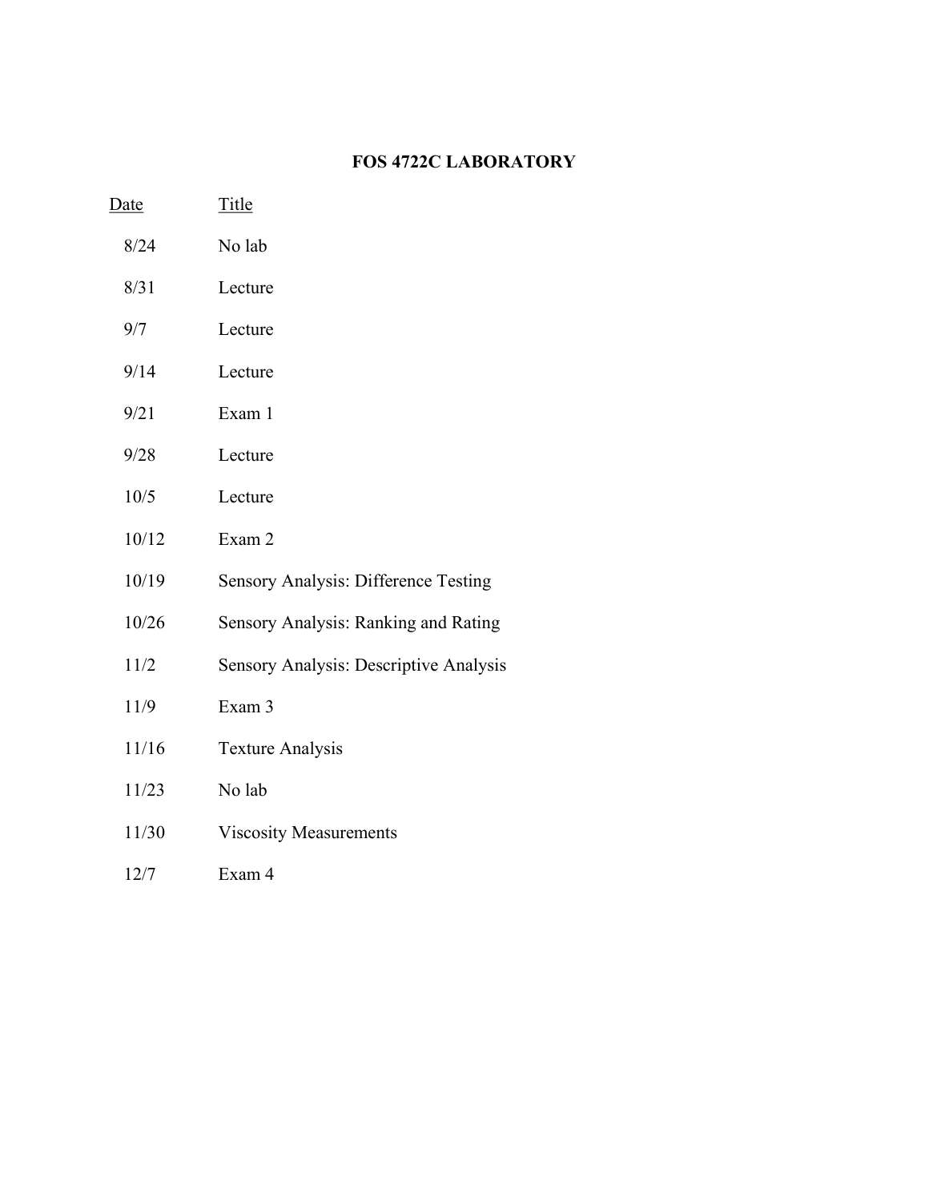# FOS 4722C LABORATORY

| Date | Title |
| --- | --- |
| 8/24 | No lab |
| 8/31 | Lecture |
| 9/7 | Lecture |
| 9/14 | Lecture |
| 9/21 | Exam 1 |
| 9/28 | Lecture |
| 10/5 | Lecture |
| 10/12 | Exam 2 |
| 10/19 | Sensory Analysis: Difference Testing |
| 10/26 | Sensory Analysis: Ranking and Rating |
| 11/2 | Sensory Analysis: Descriptive Analysis |
| 11/9 | Exam 3 |
| 11/16 | Texture Analysis |
| 11/23 | No lab |
| 11/30 | Viscosity Measurements |
| 12/7 | Exam 4 |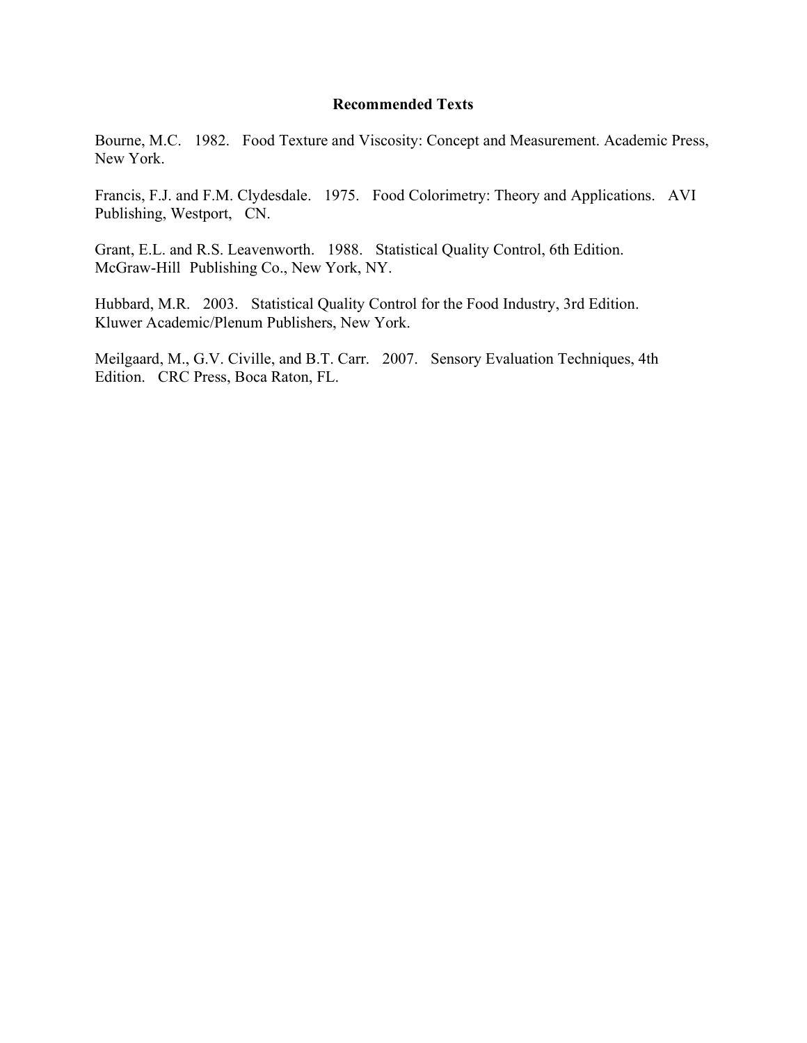**Recommended Texts**

Bourne, M.C. 1982. Food Texture and Viscosity: Concept and Measurement. Academic Press, New York.

Francis, F.J. and F.M. Clydesdale. 1975. Food Colorimetry: Theory and Applications. AVI Publishing, Westport, CN.

Grant, E.L. and R.S. Leavenworth. 1988. Statistical Quality Control, 6th Edition. McGraw-Hill Publishing Co., New York, NY.

Hubbard, M.R. 2003. Statistical Quality Control for the Food Industry, 3rd Edition. Kluwer Academic/Plenum Publishers, New York.

Meilgaard, M., G.V. Civille, and B.T. Carr. 2007. Sensory Evaluation Techniques, 4th Edition. CRC Press, Boca Raton, FL.